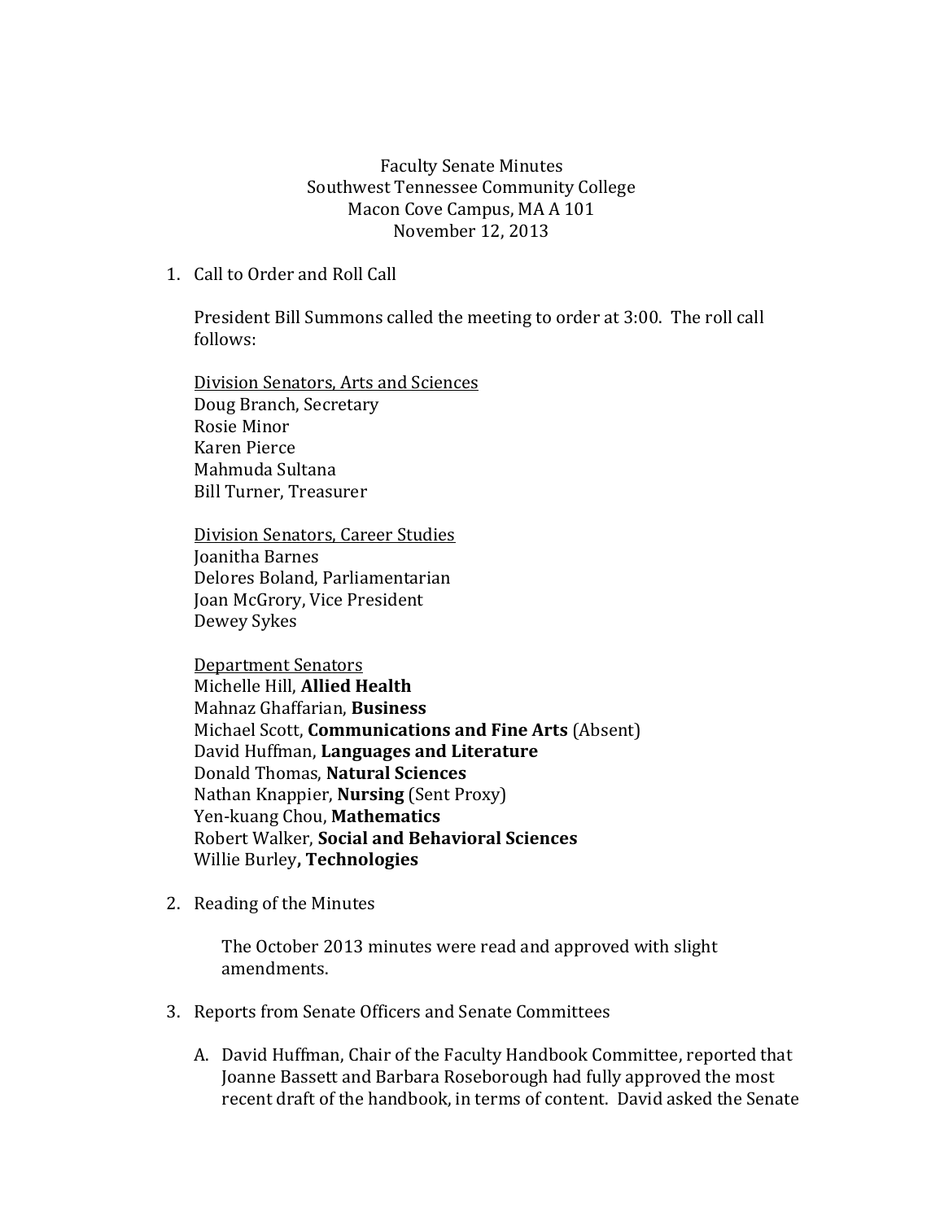Faculty Senate Minutes
Southwest Tennessee Community College
Macon Cove Campus, MA A 101
November 12, 2013

1. Call to Order and Roll Call

   President Bill Summons called the meeting to order at 3:00. The roll call follows:

   <u>Division Senators, Arts and Sciences</u>
   Doug Branch, Secretary
   Rosie Minor
   Karen Pierce
   Mahmuda Sultana
   Bill Turner, Treasurer

   <u>Division Senators, Career Studies</u>
   Joanitha Barnes
   Delores Boland, Parliamentarian
   Joan McGrory, Vice President
   Dewey Sykes

   <u>Department Senators</u>
   Michelle Hill, **Allied Health**
   Mahnaz Ghaffarian, **Business**
   Michael Scott, **Communications and Fine Arts** (Absent)
   David Huffman, **Languages and Literature**
   Donald Thomas, **Natural Sciences**
   Nathan Knappier, **Nursing** (Sent Proxy)
   Yen-kuang Chou, **Mathematics**
   Robert Walker, **Social and Behavioral Sciences**
   Willie Burley**, Technologies**

2. Reading of the Minutes

   The October 2013 minutes were read and approved with slight amendments.

3. Reports from Senate Officers and Senate Committees

   A. David Huffman, Chair of the Faculty Handbook Committee, reported that Joanne Bassett and Barbara Roseborough had fully approved the most recent draft of the handbook, in terms of content. David asked the Senate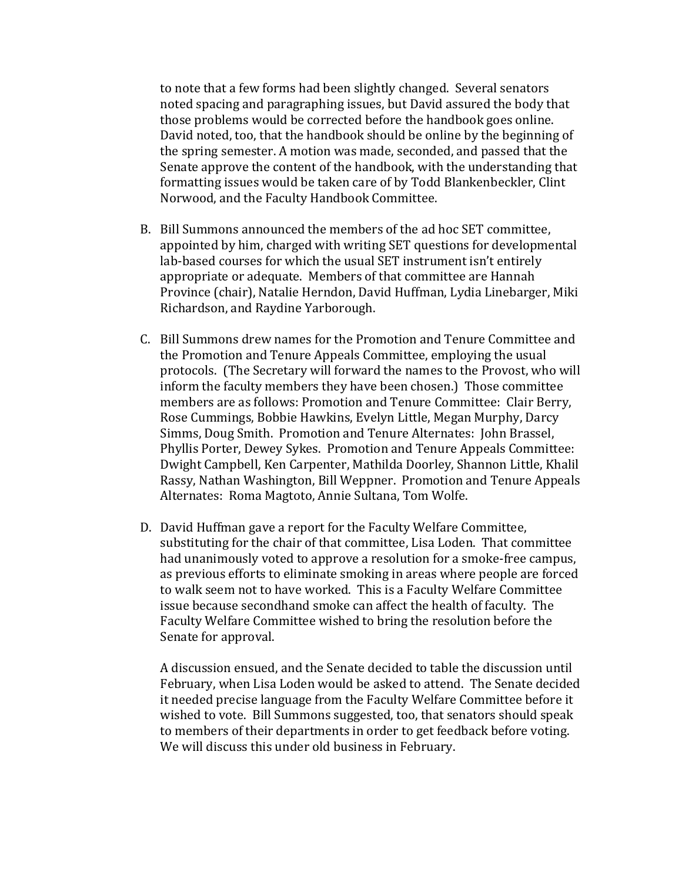to note that a few forms had been slightly changed. Several senators noted spacing and paragraphing issues, but David assured the body that those problems would be corrected before the handbook goes online. David noted, too, that the handbook should be online by the beginning of the spring semester. A motion was made, seconded, and passed that the Senate approve the content of the handbook, with the understanding that formatting issues would be taken care of by Todd Blankenbeckler, Clint Norwood, and the Faculty Handbook Committee.

B. Bill Summons announced the members of the ad hoc SET committee, appointed by him, charged with writing SET questions for developmental lab-based courses for which the usual SET instrument isn't entirely appropriate or adequate. Members of that committee are Hannah Province (chair), Natalie Herndon, David Huffman, Lydia Linebarger, Miki Richardson, and Raydine Yarborough.

C. Bill Summons drew names for the Promotion and Tenure Committee and the Promotion and Tenure Appeals Committee, employing the usual protocols. (The Secretary will forward the names to the Provost, who will inform the faculty members they have been chosen.) Those committee members are as follows: Promotion and Tenure Committee: Clair Berry, Rose Cummings, Bobbie Hawkins, Evelyn Little, Megan Murphy, Darcy Simms, Doug Smith. Promotion and Tenure Alternates: John Brassel, Phyllis Porter, Dewey Sykes. Promotion and Tenure Appeals Committee: Dwight Campbell, Ken Carpenter, Mathilda Doorley, Shannon Little, Khalil Rassy, Nathan Washington, Bill Weppner. Promotion and Tenure Appeals Alternates: Roma Magtoto, Annie Sultana, Tom Wolfe.

D. David Huffman gave a report for the Faculty Welfare Committee, substituting for the chair of that committee, Lisa Loden. That committee had unanimously voted to approve a resolution for a smoke-free campus, as previous efforts to eliminate smoking in areas where people are forced to walk seem not to have worked. This is a Faculty Welfare Committee issue because secondhand smoke can affect the health of faculty. The Faculty Welfare Committee wished to bring the resolution before the Senate for approval.

   A discussion ensued, and the Senate decided to table the discussion until February, when Lisa Loden would be asked to attend. The Senate decided it needed precise language from the Faculty Welfare Committee before it wished to vote. Bill Summons suggested, too, that senators should speak to members of their departments in order to get feedback before voting. We will discuss this under old business in February.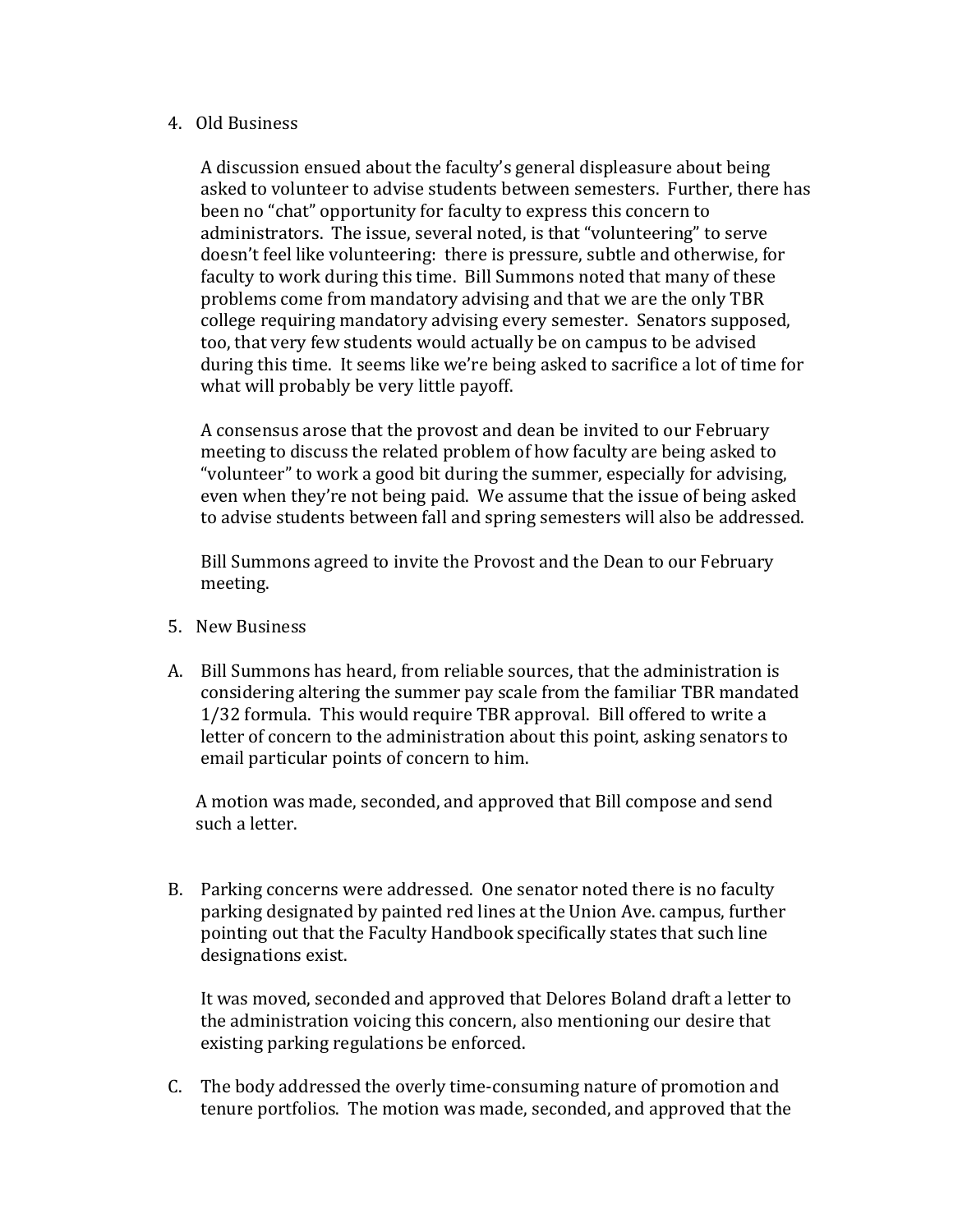4. Old Business

   A discussion ensued about the faculty's general displeasure about being asked to volunteer to advise students between semesters. Further, there has been no "chat" opportunity for faculty to express this concern to administrators. The issue, several noted, is that "volunteering" to serve doesn't feel like volunteering: there is pressure, subtle and otherwise, for faculty to work during this time. Bill Summons noted that many of these problems come from mandatory advising and that we are the only TBR college requiring mandatory advising every semester. Senators supposed, too, that very few students would actually be on campus to be advised during this time. It seems like we're being asked to sacrifice a lot of time for what will probably be very little payoff.

   A consensus arose that the provost and dean be invited to our February meeting to discuss the related problem of how faculty are being asked to "volunteer" to work a good bit during the summer, especially for advising, even when they're not being paid. We assume that the issue of being asked to advise students between fall and spring semesters will also be addressed.

   Bill Summons agreed to invite the Provost and the Dean to our February meeting.

5. New Business

A. Bill Summons has heard, from reliable sources, that the administration is considering altering the summer pay scale from the familiar TBR mandated 1/32 formula. This would require TBR approval. Bill offered to write a letter of concern to the administration about this point, asking senators to email particular points of concern to him.

   A motion was made, seconded, and approved that Bill compose and send such a letter.

B. Parking concerns were addressed. One senator noted there is no faculty parking designated by painted red lines at the Union Ave. campus, further pointing out that the Faculty Handbook specifically states that such line designations exist.

   It was moved, seconded and approved that Delores Boland draft a letter to the administration voicing this concern, also mentioning our desire that existing parking regulations be enforced.

C. The body addressed the overly time-consuming nature of promotion and tenure portfolios. The motion was made, seconded, and approved that the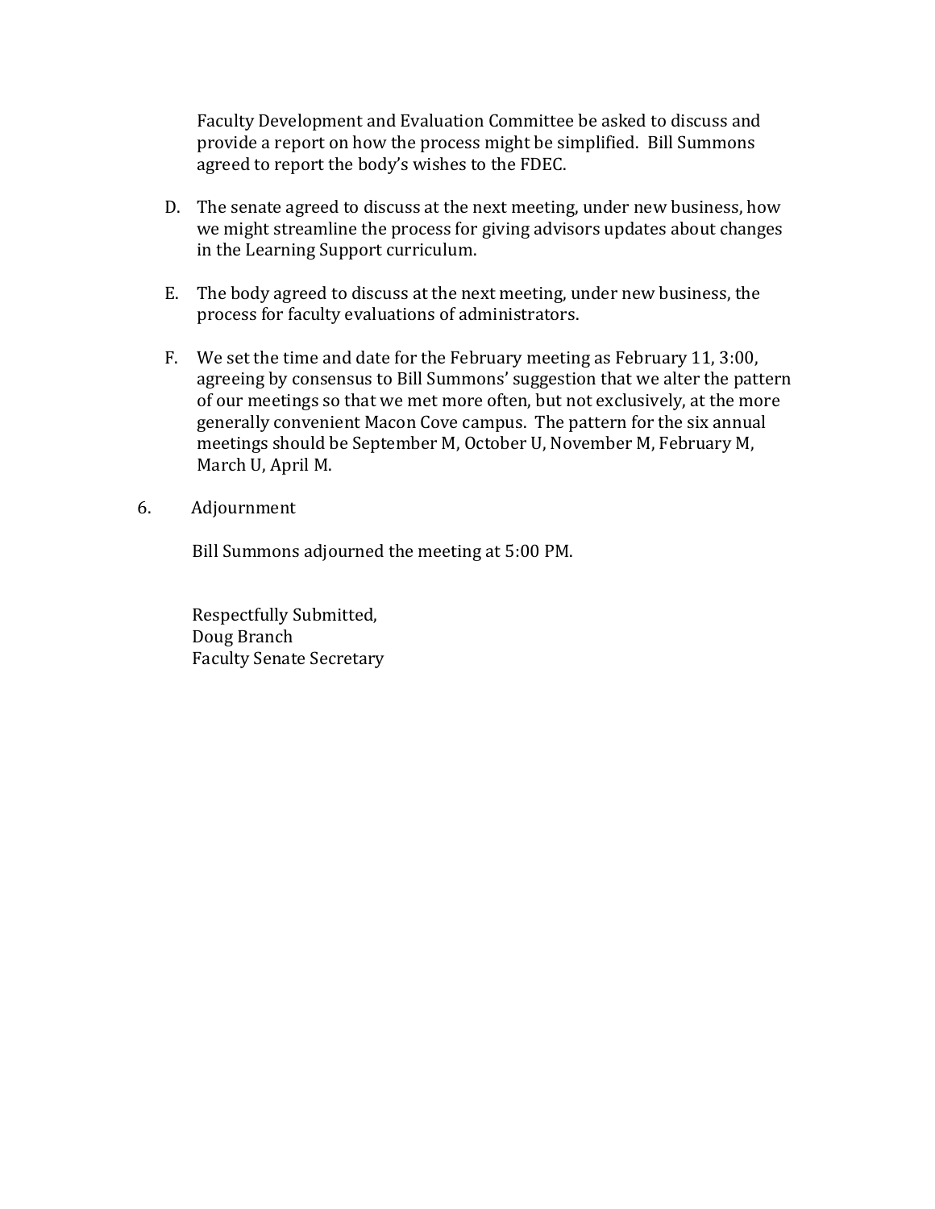Faculty Development and Evaluation Committee be asked to discuss and provide a report on how the process might be simplified. Bill Summons agreed to report the body's wishes to the FDEC.

D. The senate agreed to discuss at the next meeting, under new business, how we might streamline the process for giving advisors updates about changes in the Learning Support curriculum.

E. The body agreed to discuss at the next meeting, under new business, the process for faculty evaluations of administrators.

F. We set the time and date for the February meeting as February 11, 3:00, agreeing by consensus to Bill Summons' suggestion that we alter the pattern of our meetings so that we met more often, but not exclusively, at the more generally convenient Macon Cove campus. The pattern for the six annual meetings should be September M, October U, November M, February M, March U, April M.

6. Adjournment

Bill Summons adjourned the meeting at 5:00 PM.

Respectfully Submitted,
Doug Branch
Faculty Senate Secretary